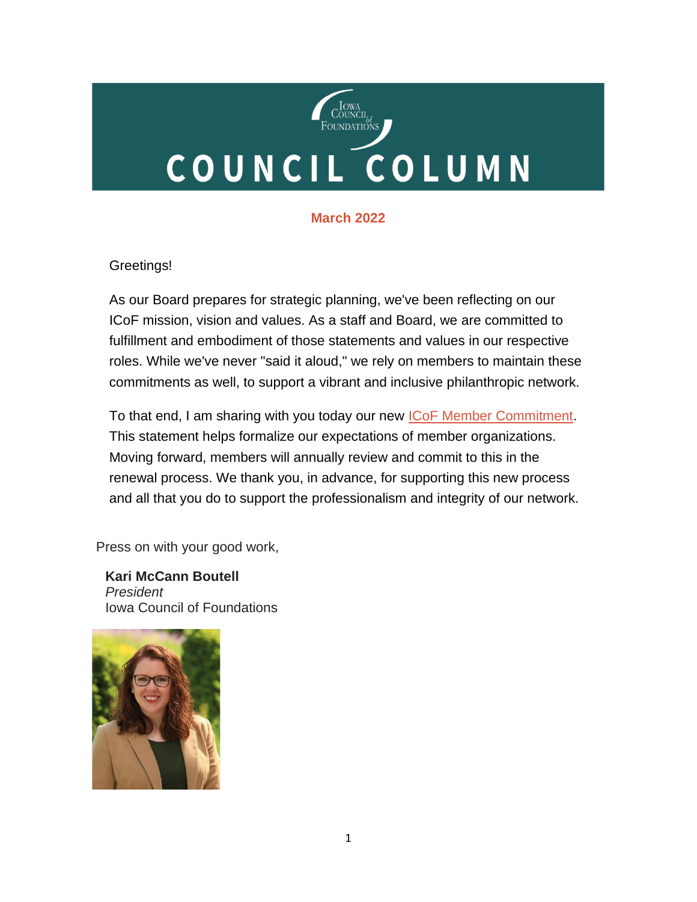# COUNCIL COLUMN

**March 2022**

Greetings!

As our Board prepares for strategic planning, we've been reflecting on our ICoF mission, vision and values. As a staff and Board, we are committed to fulfillment and embodiment of those statements and values in our respective roles. While we've never "said it aloud," we rely on members to maintain these commitments as well, to support a vibrant and inclusive philanthropic network.

To that end, I am sharing with you today our new ICoF Member Commitment. This statement helps formalize our expectations of member organizations. Moving forward, members will annually review and commit to this in the renewal process. We thank you, in advance, for supporting this new process and all that you do to support the professionalism and integrity of our network.

Press on with your good work,

**Kari McCann Boutell**
*President*
Iowa Council of Foundations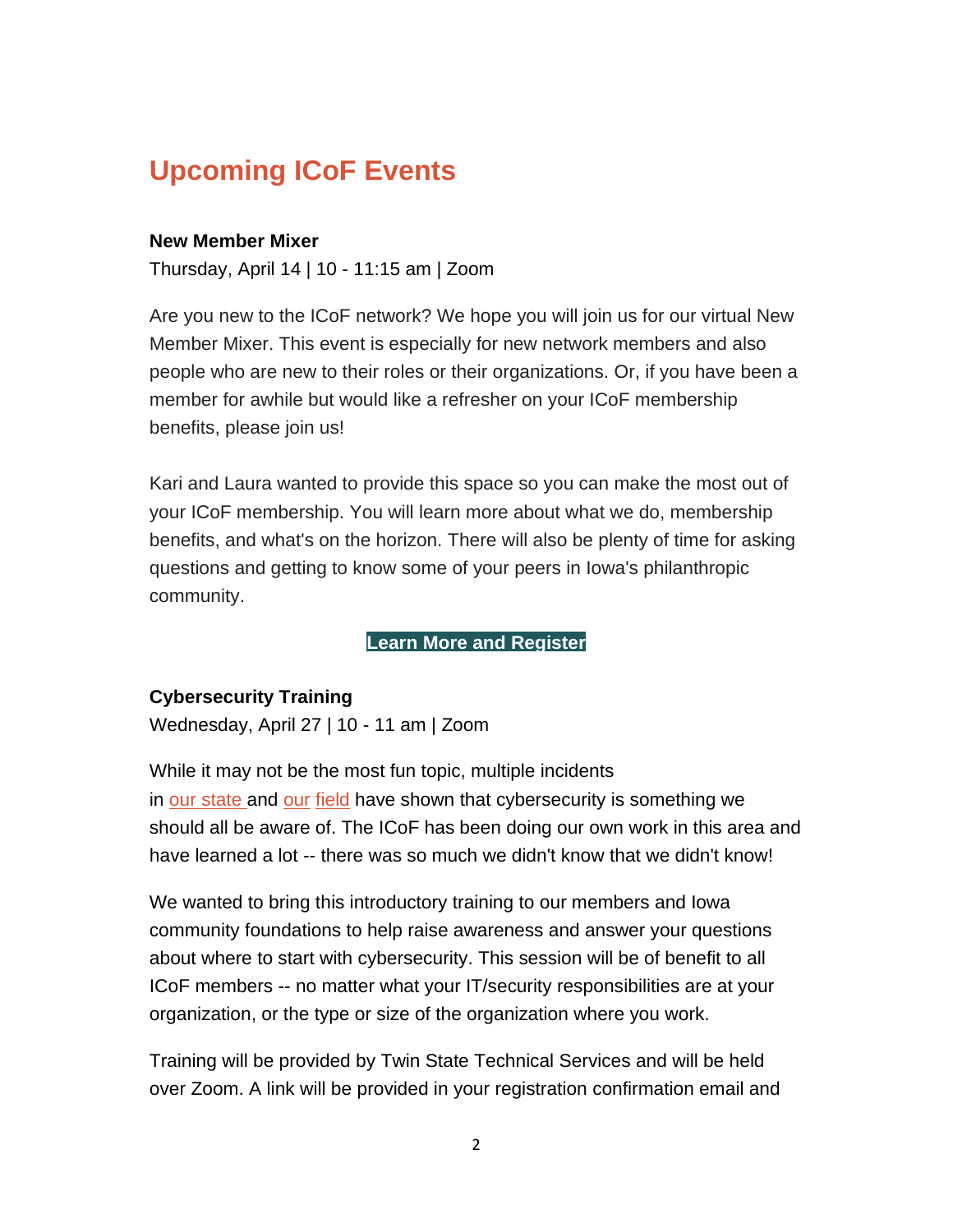## Upcoming ICoF Events

**New Member Mixer**

Thursday, April 14 | 10 - 11:15 am | Zoom

Are you new to the ICoF network? We hope you will join us for our virtual New Member Mixer. This event is especially for new network members and also people who are new to their roles or their organizations. Or, if you have been a member for awhile but would like a refresher on your ICoF membership benefits, please join us!

Kari and Laura wanted to provide this space so you can make the most out of your ICoF membership. You will learn more about what we do, membership benefits, and what's on the horizon. There will also be plenty of time for asking questions and getting to know some of your peers in Iowa's philanthropic community.

**Learn More and Register**

**Cybersecurity Training**

Wednesday, April 27 | 10 - 11 am | Zoom

While it may not be the most fun topic, multiple incidents in our state and our field have shown that cybersecurity is something we should all be aware of. The ICoF has been doing our own work in this area and have learned a lot -- there was so much we didn't know that we didn't know!

We wanted to bring this introductory training to our members and Iowa community foundations to help raise awareness and answer your questions about where to start with cybersecurity. This session will be of benefit to all ICoF members -- no matter what your IT/security responsibilities are at your organization, or the type or size of the organization where you work.

Training will be provided by Twin State Technical Services and will be held over Zoom. A link will be provided in your registration confirmation email and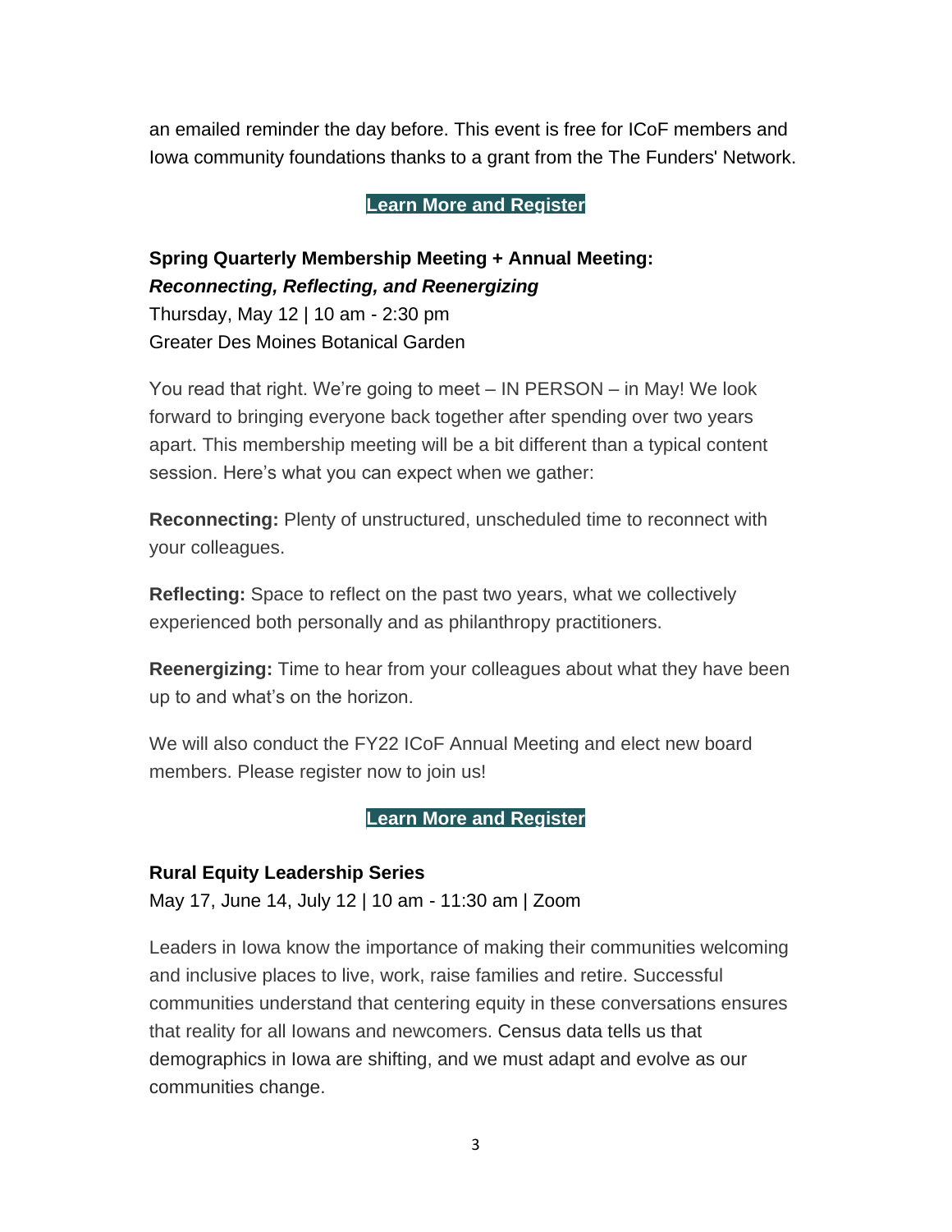an emailed reminder the day before. This event is free for ICoF members and Iowa community foundations thanks to a grant from the The Funders' Network.

**Learn More and Register**

**Spring Quarterly Membership Meeting + Annual Meeting:**
***Reconnecting, Reflecting, and Reenergizing***
Thursday, May 12 | 10 am - 2:30 pm
Greater Des Moines Botanical Garden

You read that right. We're going to meet – IN PERSON – in May! We look forward to bringing everyone back together after spending over two years apart. This membership meeting will be a bit different than a typical content session. Here's what you can expect when we gather:

**Reconnecting:** Plenty of unstructured, unscheduled time to reconnect with your colleagues.

**Reflecting:** Space to reflect on the past two years, what we collectively experienced both personally and as philanthropy practitioners.

**Reenergizing:** Time to hear from your colleagues about what they have been up to and what's on the horizon.

We will also conduct the FY22 ICoF Annual Meeting and elect new board members. Please register now to join us!

**Learn More and Register**

**Rural Equity Leadership Series**
May 17, June 14, July 12 | 10 am - 11:30 am | Zoom

Leaders in Iowa know the importance of making their communities welcoming and inclusive places to live, work, raise families and retire. Successful communities understand that centering equity in these conversations ensures that reality for all Iowans and newcomers. Census data tells us that demographics in Iowa are shifting, and we must adapt and evolve as our communities change.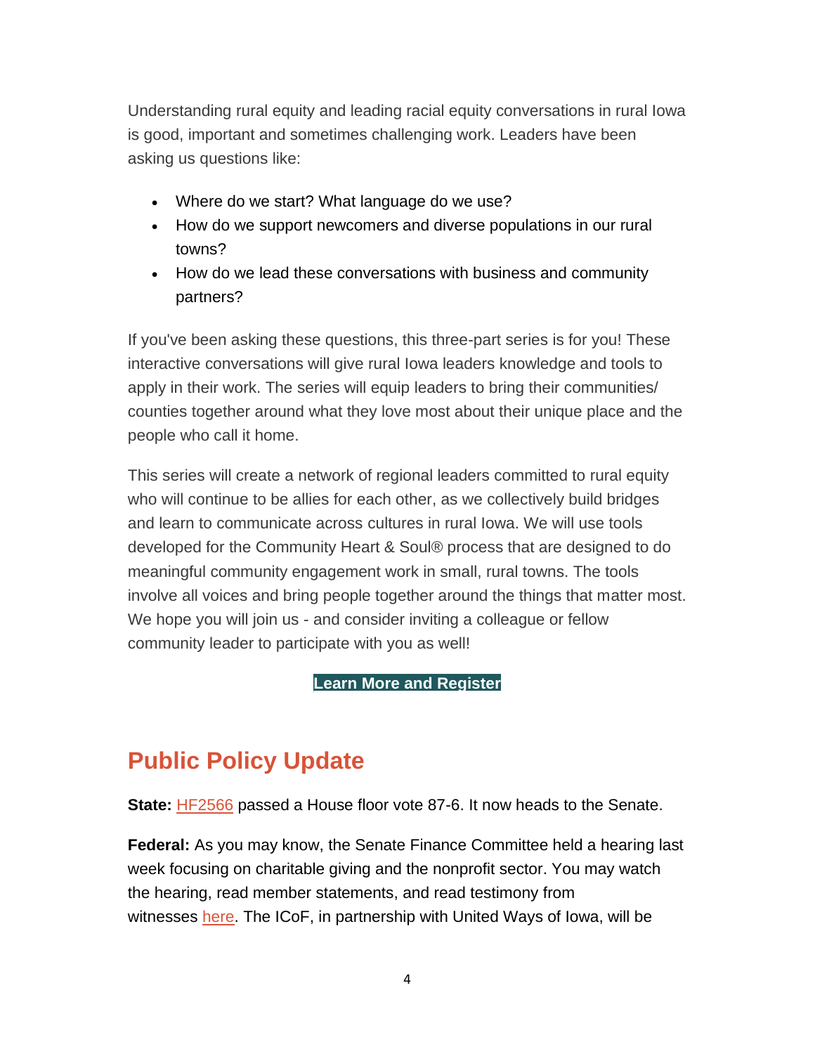Understanding rural equity and leading racial equity conversations in rural Iowa is good, important and sometimes challenging work. Leaders have been asking us questions like:

- Where do we start? What language do we use?
- How do we support newcomers and diverse populations in our rural towns?
- How do we lead these conversations with business and community partners?

If you've been asking these questions, this three-part series is for you! These interactive conversations will give rural Iowa leaders knowledge and tools to apply in their work. The series will equip leaders to bring their communities/ counties together around what they love most about their unique place and the people who call it home.

This series will create a network of regional leaders committed to rural equity who will continue to be allies for each other, as we collectively build bridges and learn to communicate across cultures in rural Iowa. We will use tools developed for the Community Heart & Soul® process that are designed to do meaningful community engagement work in small, rural towns. The tools involve all voices and bring people together around the things that matter most. We hope you will join us - and consider inviting a colleague or fellow community leader to participate with you as well!

**Learn More and Register**

## Public Policy Update

**State:** HF2566 passed a House floor vote 87-6. It now heads to the Senate.

**Federal:** As you may know, the Senate Finance Committee held a hearing last week focusing on charitable giving and the nonprofit sector. You may watch the hearing, read member statements, and read testimony from witnesses here. The ICoF, in partnership with United Ways of Iowa, will be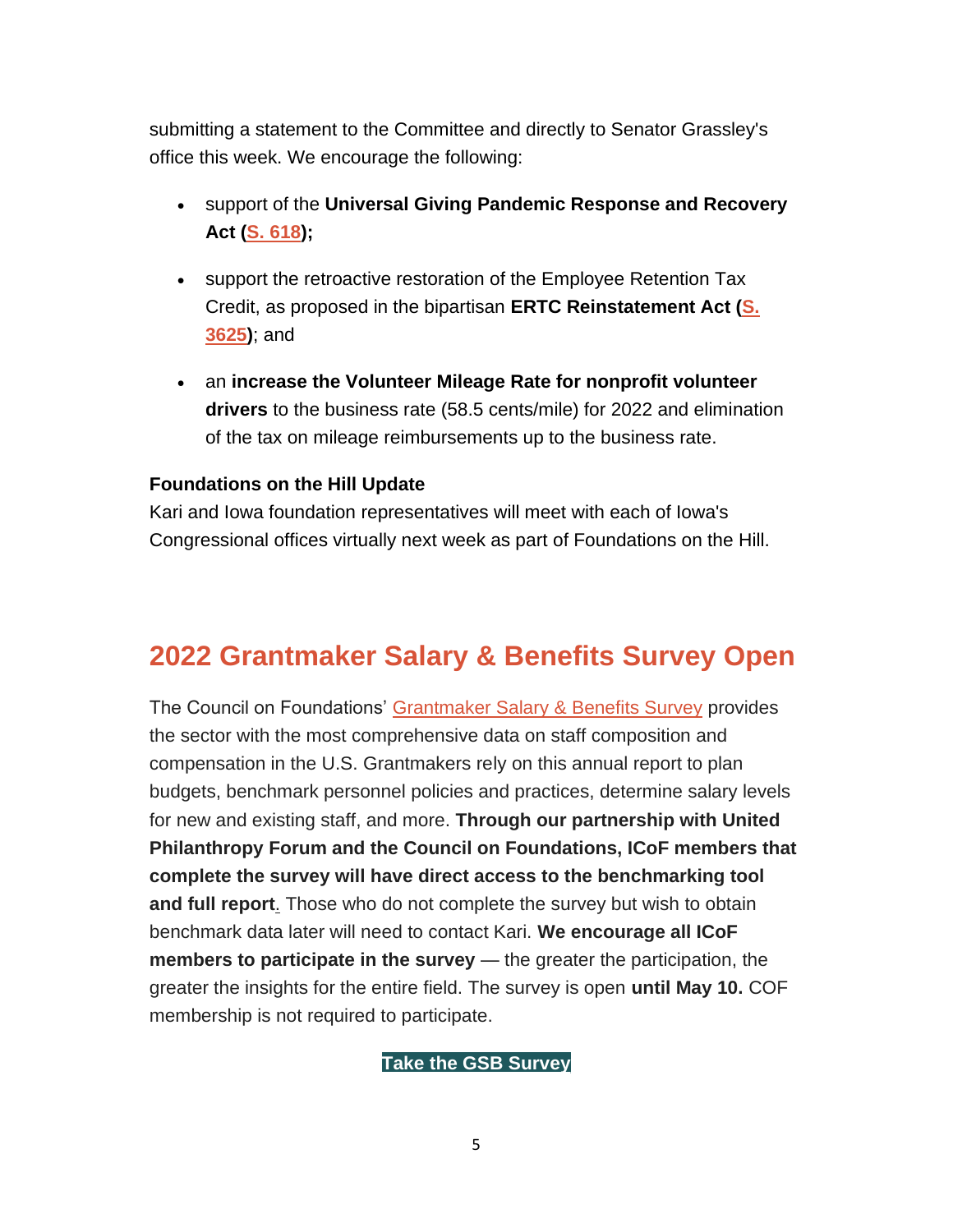submitting a statement to the Committee and directly to Senator Grassley's office this week. We encourage the following:

- support of the **Universal Giving Pandemic Response and Recovery Act (S. 618);**
- support the retroactive restoration of the Employee Retention Tax Credit, as proposed in the bipartisan **ERTC Reinstatement Act (S. 3625)**; and
- an **increase the Volunteer Mileage Rate for nonprofit volunteer drivers** to the business rate (58.5 cents/mile) for 2022 and elimination of the tax on mileage reimbursements up to the business rate.

**Foundations on the Hill Update**
Kari and Iowa foundation representatives will meet with each of Iowa's Congressional offices virtually next week as part of Foundations on the Hill.

## 2022 Grantmaker Salary & Benefits Survey Open

The Council on Foundations' Grantmaker Salary & Benefits Survey provides the sector with the most comprehensive data on staff composition and compensation in the U.S. Grantmakers rely on this annual report to plan budgets, benchmark personnel policies and practices, determine salary levels for new and existing staff, and more. **Through our partnership with United Philanthropy Forum and the Council on Foundations, ICoF members that complete the survey will have direct access to the benchmarking tool and full report**. Those who do not complete the survey but wish to obtain benchmark data later will need to contact Kari. **We encourage all ICoF members to participate in the survey** — the greater the participation, the greater the insights for the entire field. The survey is open **until May 10.** COF membership is not required to participate.

**Take the GSB Survey**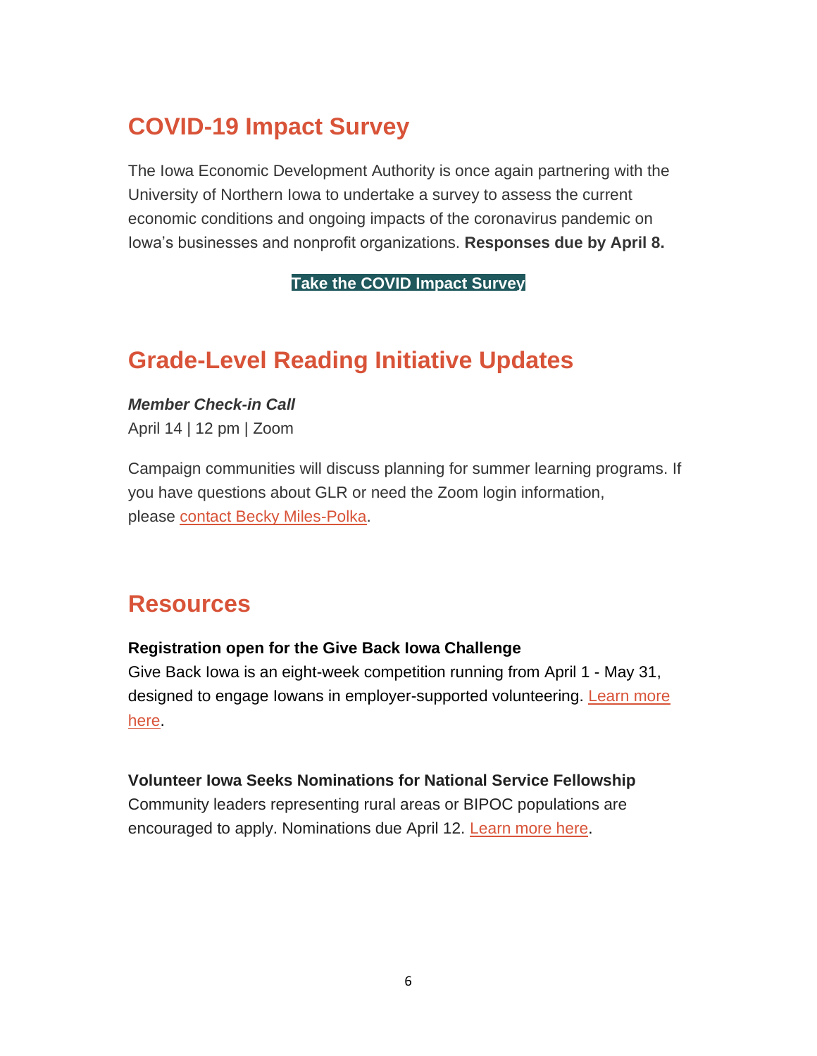## COVID-19 Impact Survey

The Iowa Economic Development Authority is once again partnering with the University of Northern Iowa to undertake a survey to assess the current economic conditions and ongoing impacts of the coronavirus pandemic on Iowa's businesses and nonprofit organizations. **Responses due by April 8.**

**Take the COVID Impact Survey**

## Grade-Level Reading Initiative Updates

***Member Check-in Call***
April 14 | 12 pm | Zoom

Campaign communities will discuss planning for summer learning programs. If you have questions about GLR or need the Zoom login information, please contact Becky Miles-Polka.

## Resources

**Registration open for the Give Back Iowa Challenge**
Give Back Iowa is an eight-week competition running from April 1 - May 31, designed to engage Iowans in employer-supported volunteering. Learn more here.

**Volunteer Iowa Seeks Nominations for National Service Fellowship**
Community leaders representing rural areas or BIPOC populations are encouraged to apply. Nominations due April 12. Learn more here.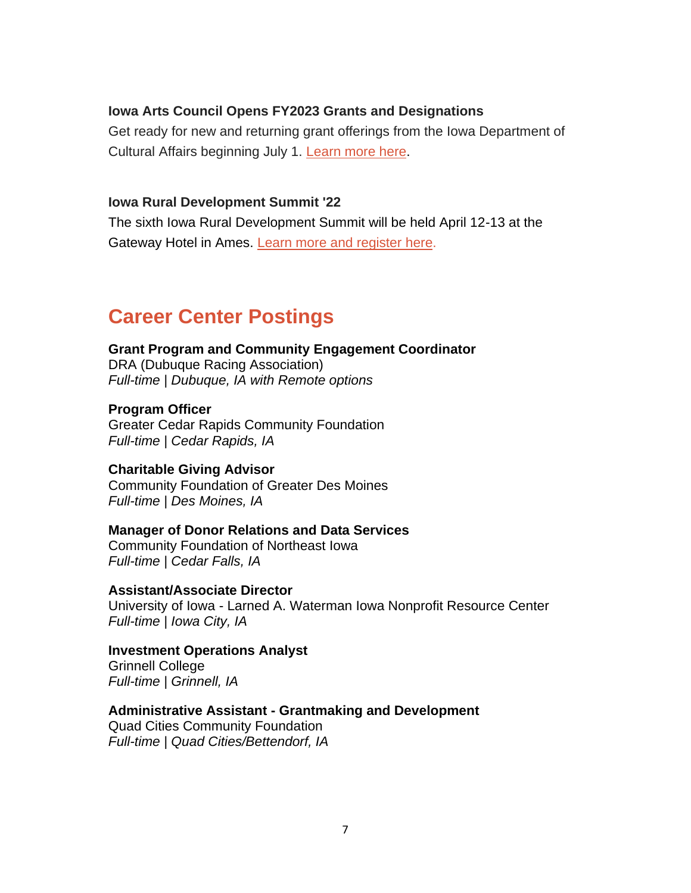**Iowa Arts Council Opens FY2023 Grants and Designations**

Get ready for new and returning grant offerings from the Iowa Department of Cultural Affairs beginning July 1. Learn more here.

**Iowa Rural Development Summit '22**

The sixth Iowa Rural Development Summit will be held April 12-13 at the Gateway Hotel in Ames. Learn more and register here.

## Career Center Postings

**Grant Program and Community Engagement Coordinator**
DRA (Dubuque Racing Association)
*Full-time | Dubuque, IA with Remote options*

**Program Officer**
Greater Cedar Rapids Community Foundation
*Full-time | Cedar Rapids, IA*

**Charitable Giving Advisor**
Community Foundation of Greater Des Moines
*Full-time | Des Moines, IA*

**Manager of Donor Relations and Data Services**
Community Foundation of Northeast Iowa
*Full-time | Cedar Falls, IA*

**Assistant/Associate Director**
University of Iowa - Larned A. Waterman Iowa Nonprofit Resource Center
*Full-time | Iowa City, IA*

**Investment Operations Analyst**
Grinnell College
*Full-time | Grinnell, IA*

**Administrative Assistant - Grantmaking and Development**
Quad Cities Community Foundation
*Full-time | Quad Cities/Bettendorf, IA*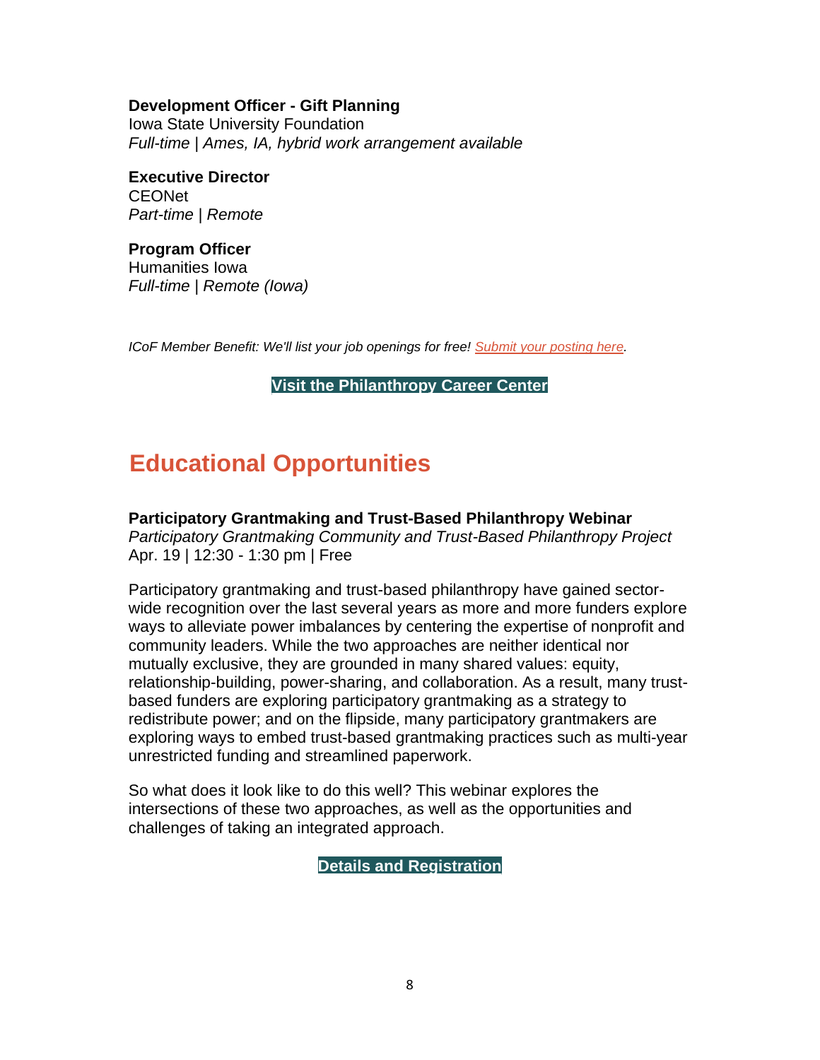**Development Officer - Gift Planning**
Iowa State University Foundation
*Full-time | Ames, IA, hybrid work arrangement available*

**Executive Director**
CEONet
*Part-time | Remote*

**Program Officer**
Humanities Iowa
*Full-time | Remote (Iowa)*

*ICoF Member Benefit: We'll list your job openings for free! Submit your posting here.*

**Visit the Philanthropy Career Center**

## Educational Opportunities

**Participatory Grantmaking and Trust-Based Philanthropy Webinar**
*Participatory Grantmaking Community and Trust-Based Philanthropy Project*
Apr. 19 | 12:30 - 1:30 pm | Free

Participatory grantmaking and trust-based philanthropy have gained sector-wide recognition over the last several years as more and more funders explore ways to alleviate power imbalances by centering the expertise of nonprofit and community leaders. While the two approaches are neither identical nor mutually exclusive, they are grounded in many shared values: equity, relationship-building, power-sharing, and collaboration. As a result, many trust-based funders are exploring participatory grantmaking as a strategy to redistribute power; and on the flipside, many participatory grantmakers are exploring ways to embed trust-based grantmaking practices such as multi-year unrestricted funding and streamlined paperwork.

So what does it look like to do this well? This webinar explores the intersections of these two approaches, as well as the opportunities and challenges of taking an integrated approach.

**Details and Registration**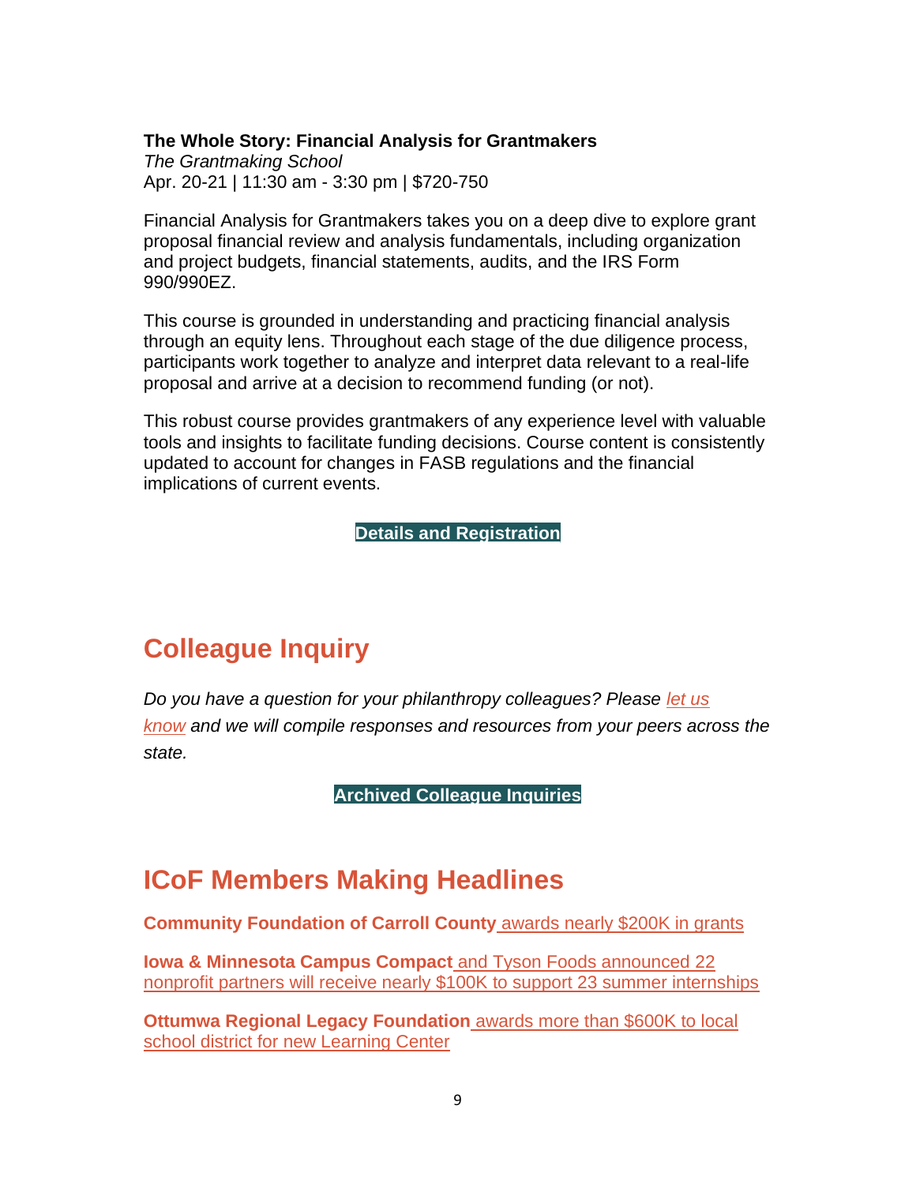**The Whole Story: Financial Analysis for Grantmakers**
*The Grantmaking School*
Apr. 20-21 | 11:30 am - 3:30 pm | $720-750

Financial Analysis for Grantmakers takes you on a deep dive to explore grant proposal financial review and analysis fundamentals, including organization and project budgets, financial statements, audits, and the IRS Form 990/990EZ.

This course is grounded in understanding and practicing financial analysis through an equity lens. Throughout each stage of the due diligence process, participants work together to analyze and interpret data relevant to a real-life proposal and arrive at a decision to recommend funding (or not).

This robust course provides grantmakers of any experience level with valuable tools and insights to facilitate funding decisions. Course content is consistently updated to account for changes in FASB regulations and the financial implications of current events.

**Details and Registration**

## Colleague Inquiry

*Do you have a question for your philanthropy colleagues? Please let us know and we will compile responses and resources from your peers across the state.*

**Archived Colleague Inquiries**

## ICoF Members Making Headlines

**Community Foundation of Carroll County** awards nearly $200K in grants

**Iowa & Minnesota Campus Compact** and Tyson Foods announced 22 nonprofit partners will receive nearly $100K to support 23 summer internships

**Ottumwa Regional Legacy Foundation** awards more than $600K to local school district for new Learning Center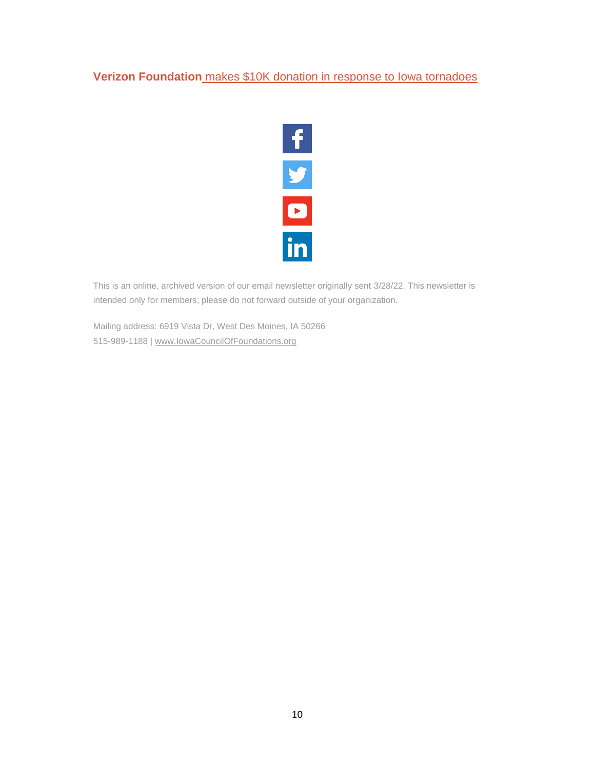**Verizon Foundation** makes $10K donation in response to Iowa tornadoes

This is an online, archived version of our email newsletter originally sent 3/28/22. This newsletter is intended only for members; please do not forward outside of your organization.

Mailing address: 6919 Vista Dr, West Des Moines, IA 50266
515-989-1188 | www.IowaCouncilOfFoundations.org